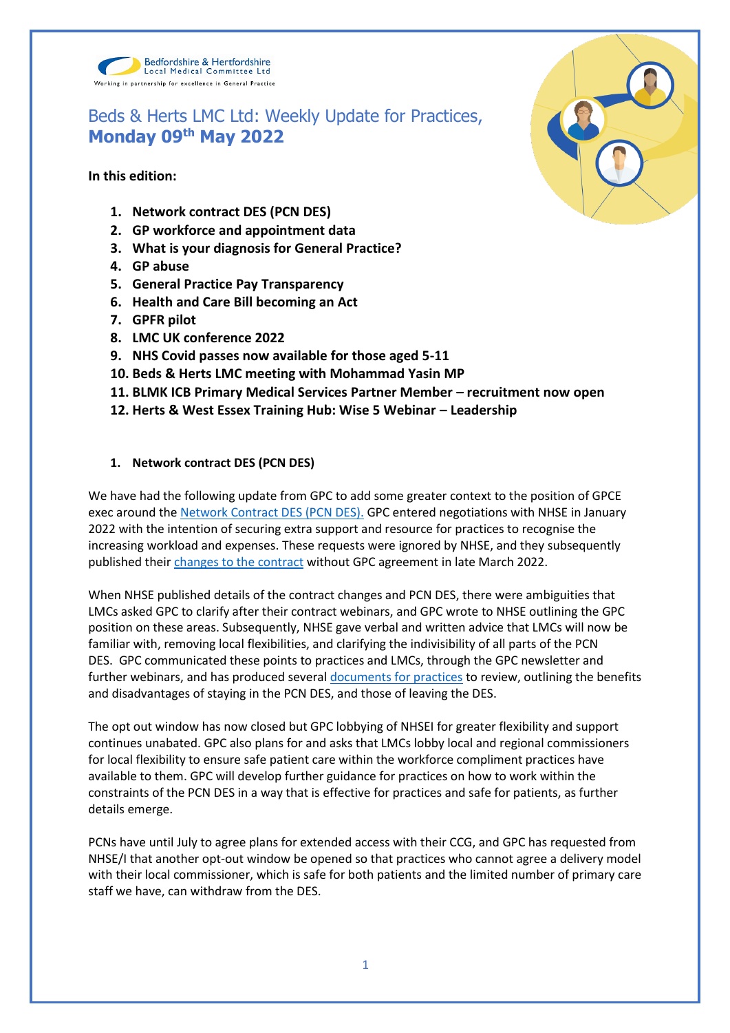Bedfordshire & Hertfordshire Local Medical Committee Ltd

Working in partnership for excellence in General Practice

# Beds & Herts LMC Ltd: Weekly Update for Practices, **Monday 09th May 2022**

**In this edition:**

1. **Network contract DES (PCN DES)**
2. **GP workforce and appointment data**
3. **What is your diagnosis for General Practice?**
4. **GP abuse**
5. **General Practice Pay Transparency**
6. **Health and Care Bill becoming an Act**
7. **GPFR pilot**
8. **LMC UK conference 2022**
9. **NHS Covid passes now available for those aged 5-11**
10. **Beds & Herts LMC meeting with Mohammad Yasin MP**
11. **BLMK ICB Primary Medical Services Partner Member – recruitment now open**
12. **Herts & West Essex Training Hub: Wise 5 Webinar – Leadership**

## 1. Network contract DES (PCN DES)

We have had the following update from GPC to add some greater context to the position of GPCE exec around the Network Contract DES (PCN DES). GPC entered negotiations with NHSE in January 2022 with the intention of securing extra support and resource for practices to recognise the increasing workload and expenses. These requests were ignored by NHSE, and they subsequently published their changes to the contract without GPC agreement in late March 2022.

When NHSE published details of the contract changes and PCN DES, there were ambiguities that LMCs asked GPC to clarify after their contract webinars, and GPC wrote to NHSE outlining the GPC position on these areas. Subsequently, NHSE gave verbal and written advice that LMCs will now be familiar with, removing local flexibilities, and clarifying the indivisibility of all parts of the PCN DES. GPC communicated these points to practices and LMCs, through the GPC newsletter and further webinars, and has produced several documents for practices to review, outlining the benefits and disadvantages of staying in the PCN DES, and those of leaving the DES.

The opt out window has now closed but GPC lobbying of NHSEI for greater flexibility and support continues unabated. GPC also plans for and asks that LMCs lobby local and regional commissioners for local flexibility to ensure safe patient care within the workforce compliment practices have available to them. GPC will develop further guidance for practices on how to work within the constraints of the PCN DES in a way that is effective for practices and safe for patients, as further details emerge.

PCNs have until July to agree plans for extended access with their CCG, and GPC has requested from NHSE/I that another opt-out window be opened so that practices who cannot agree a delivery model with their local commissioner, which is safe for both patients and the limited number of primary care staff we have, can withdraw from the DES.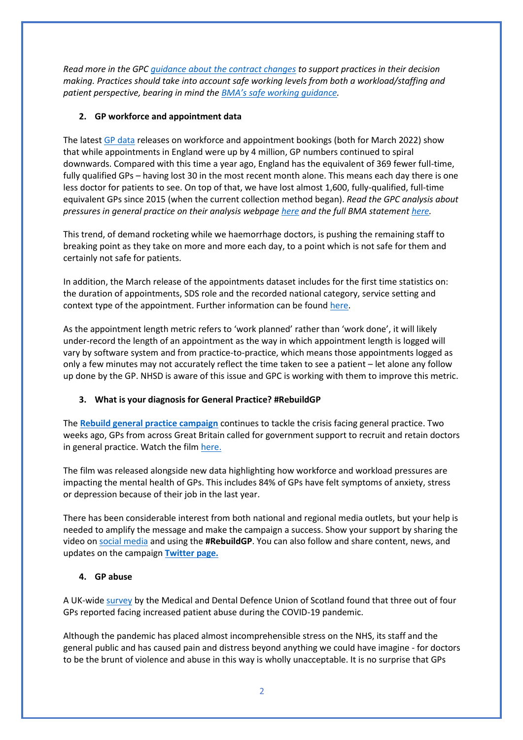*Read more in the GPC guidance about the contract changes to support practices in their decision making. Practices should take into account safe working levels from both a workload/staffing and patient perspective, bearing in mind the BMA's safe working guidance.*

## 2. GP workforce and appointment data

The latest GP data releases on workforce and appointment bookings (both for March 2022) show that while appointments in England were up by 4 million, GP numbers continued to spiral downwards. Compared with this time a year ago, England has the equivalent of 369 fewer full-time, fully qualified GPs – having lost 30 in the most recent month alone. This means each day there is one less doctor for patients to see. On top of that, we have lost almost 1,600, fully-qualified, full-time equivalent GPs since 2015 (when the current collection method began). *Read the GPC analysis about pressures in general practice on their analysis webpage here and the full BMA statement here.*

This trend, of demand rocketing while we haemorrhage doctors, is pushing the remaining staff to breaking point as they take on more and more each day, to a point which is not safe for them and certainly not safe for patients.

In addition, the March release of the appointments dataset includes for the first time statistics on: the duration of appointments, SDS role and the recorded national category, service setting and context type of the appointment. Further information can be found here.

As the appointment length metric refers to 'work planned' rather than 'work done', it will likely under-record the length of an appointment as the way in which appointment length is logged will vary by software system and from practice-to-practice, which means those appointments logged as only a few minutes may not accurately reflect the time taken to see a patient – let alone any follow up done by the GP. NHSD is aware of this issue and GPC is working with them to improve this metric.

## 3. What is your diagnosis for General Practice? #RebuildGP

The **Rebuild general practice campaign** continues to tackle the crisis facing general practice. Two weeks ago, GPs from across Great Britain called for government support to recruit and retain doctors in general practice. Watch the film here.

The film was released alongside new data highlighting how workforce and workload pressures are impacting the mental health of GPs. This includes 84% of GPs have felt symptoms of anxiety, stress or depression because of their job in the last year.

There has been considerable interest from both national and regional media outlets, but your help is needed to amplify the message and make the campaign a success. Show your support by sharing the video on social media and using the **#RebuildGP**. You can also follow and share content, news, and updates on the campaign **Twitter page.**

## 4. GP abuse

A UK-wide survey by the Medical and Dental Defence Union of Scotland found that three out of four GPs reported facing increased patient abuse during the COVID-19 pandemic.

Although the pandemic has placed almost incomprehensible stress on the NHS, its staff and the general public and has caused pain and distress beyond anything we could have imagine - for doctors to be the brunt of violence and abuse in this way is wholly unacceptable. It is no surprise that GPs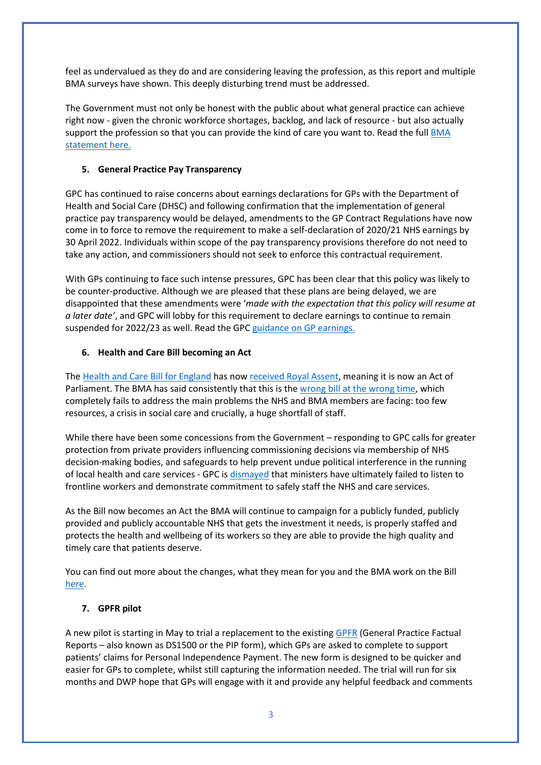feel as undervalued as they do and are considering leaving the profession, as this report and multiple BMA surveys have shown. This deeply disturbing trend must be addressed.

The Government must not only be honest with the public about what general practice can achieve right now - given the chronic workforce shortages, backlog, and lack of resource - but also actually support the profession so that you can provide the kind of care you want to. Read the full BMA statement here.

### 5. General Practice Pay Transparency

GPC has continued to raise concerns about earnings declarations for GPs with the Department of Health and Social Care (DHSC) and following confirmation that the implementation of general practice pay transparency would be delayed, amendments to the GP Contract Regulations have now come in to force to remove the requirement to make a self-declaration of 2020/21 NHS earnings by 30 April 2022. Individuals within scope of the pay transparency provisions therefore do not need to take any action, and commissioners should not seek to enforce this contractual requirement.

With GPs continuing to face such intense pressures, GPC has been clear that this policy was likely to be counter-productive. Although we are pleased that these plans are being delayed, we are disappointed that these amendments were '*made with the expectation that this policy will resume at a later date'*, and GPC will lobby for this requirement to declare earnings to continue to remain suspended for 2022/23 as well. Read the GPC guidance on GP earnings.

### 6. Health and Care Bill becoming an Act

The Health and Care Bill for England has now received Royal Assent, meaning it is now an Act of Parliament. The BMA has said consistently that this is the wrong bill at the wrong time, which completely fails to address the main problems the NHS and BMA members are facing: too few resources, a crisis in social care and crucially, a huge shortfall of staff.

While there have been some concessions from the Government – responding to GPC calls for greater protection from private providers influencing commissioning decisions via membership of NHS decision-making bodies, and safeguards to help prevent undue political interference in the running of local health and care services - GPC is dismayed that ministers have ultimately failed to listen to frontline workers and demonstrate commitment to safely staff the NHS and care services.

As the Bill now becomes an Act the BMA will continue to campaign for a publicly funded, publicly provided and publicly accountable NHS that gets the investment it needs, is properly staffed and protects the health and wellbeing of its workers so they are able to provide the high quality and timely care that patients deserve.

You can find out more about the changes, what they mean for you and the BMA work on the Bill here.

### 7. GPFR pilot

A new pilot is starting in May to trial a replacement to the existing GPFR (General Practice Factual Reports – also known as DS1500 or the PIP form), which GPs are asked to complete to support patients' claims for Personal Independence Payment. The new form is designed to be quicker and easier for GPs to complete, whilst still capturing the information needed. The trial will run for six months and DWP hope that GPs will engage with it and provide any helpful feedback and comments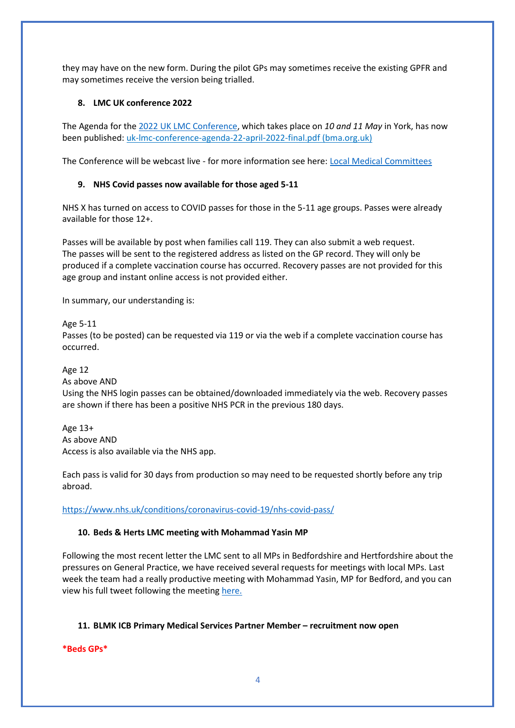they may have on the new form. During the pilot GPs may sometimes receive the existing GPFR and may sometimes receive the version being trialled.

### 8. LMC UK conference 2022

The Agenda for the [2022 UK LMC Conference](), which takes place on *10 and 11 May* in York, has now been published: [uk-lmc-conference-agenda-22-april-2022-final.pdf (bma.org.uk)]()

The Conference will be webcast live - for more information see here: [Local Medical Committees]()

### 9. NHS Covid passes now available for those aged 5-11

NHS X has turned on access to COVID passes for those in the 5-11 age groups. Passes were already available for those 12+.

Passes will be available by post when families call 119. They can also submit a web request. The passes will be sent to the registered address as listed on the GP record. They will only be produced if a complete vaccination course has occurred. Recovery passes are not provided for this age group and instant online access is not provided either.

In summary, our understanding is:

Age 5-11
Passes (to be posted) can be requested via 119 or via the web if a complete vaccination course has occurred.

Age 12
As above AND
Using the NHS login passes can be obtained/downloaded immediately via the web. Recovery passes are shown if there has been a positive NHS PCR in the previous 180 days.

Age 13+
As above AND
Access is also available via the NHS app.

Each pass is valid for 30 days from production so may need to be requested shortly before any trip abroad.

[https://www.nhs.uk/conditions/coronavirus-covid-19/nhs-covid-pass/](https://www.nhs.uk/conditions/coronavirus-covid-19/nhs-covid-pass/)

### 10. Beds & Herts LMC meeting with Mohammad Yasin MP

Following the most recent letter the LMC sent to all MPs in Bedfordshire and Hertfordshire about the pressures on General Practice, we have received several requests for meetings with local MPs. Last week the team had a really productive meeting with Mohammad Yasin, MP for Bedford, and you can view his full tweet following the meeting [here.]()

### 11. BLMK ICB Primary Medical Services Partner Member – recruitment now open

**\*Beds GPs\***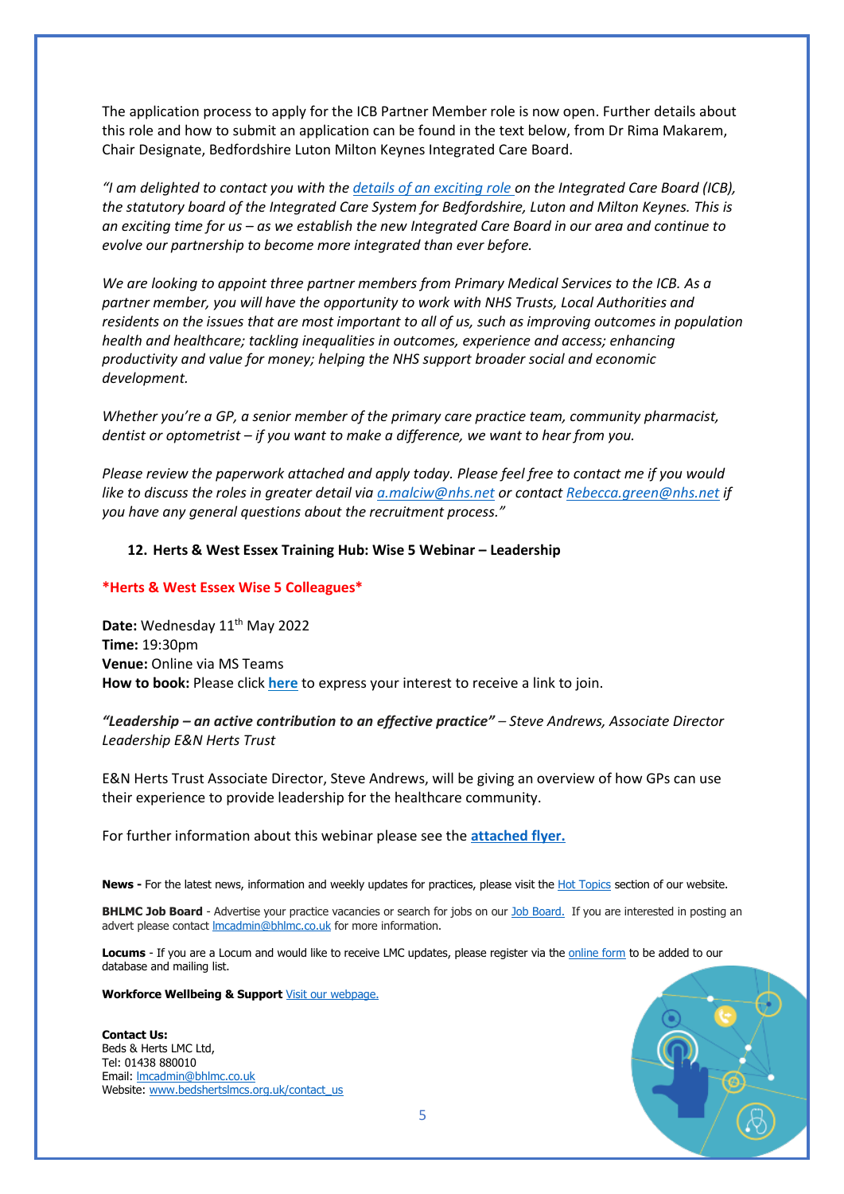The application process to apply for the ICB Partner Member role is now open. Further details about this role and how to submit an application can be found in the text below, from Dr Rima Makarem, Chair Designate, Bedfordshire Luton Milton Keynes Integrated Care Board.

*"I am delighted to contact you with the details of an exciting role on the Integrated Care Board (ICB), the statutory board of the Integrated Care System for Bedfordshire, Luton and Milton Keynes. This is an exciting time for us – as we establish the new Integrated Care Board in our area and continue to evolve our partnership to become more integrated than ever before.*

*We are looking to appoint three partner members from Primary Medical Services to the ICB. As a partner member, you will have the opportunity to work with NHS Trusts, Local Authorities and residents on the issues that are most important to all of us, such as improving outcomes in population health and healthcare; tackling inequalities in outcomes, experience and access; enhancing productivity and value for money; helping the NHS support broader social and economic development.*

*Whether you're a GP, a senior member of the primary care practice team, community pharmacist, dentist or optometrist – if you want to make a difference, we want to hear from you.*

*Please review the paperwork attached and apply today. Please feel free to contact me if you would like to discuss the roles in greater detail via a.malciw@nhs.net or contact Rebecca.green@nhs.net if you have any general questions about the recruitment process."*

## 12. Herts & West Essex Training Hub: Wise 5 Webinar – Leadership

**\*Herts & West Essex Wise 5 Colleagues\***

**Date:** Wednesday 11th May 2022
**Time:** 19:30pm
**Venue:** Online via MS Teams
**How to book:** Please click **here** to express your interest to receive a link to join.

***"Leadership – an active contribution to an effective practice"*** *– Steve Andrews, Associate Director Leadership E&N Herts Trust*

E&N Herts Trust Associate Director, Steve Andrews, will be giving an overview of how GPs can use their experience to provide leadership for the healthcare community.

For further information about this webinar please see the **attached flyer.**

**News -** For the latest news, information and weekly updates for practices, please visit the Hot Topics section of our website.

**BHLMC Job Board** - Advertise your practice vacancies or search for jobs on our Job Board. If you are interested in posting an advert please contact lmcadmin@bhlmc.co.uk for more information.

**Locums** - If you are a Locum and would like to receive LMC updates, please register via the online form to be added to our database and mailing list.

**Workforce Wellbeing & Support** Visit our webpage.

**Contact Us:**
Beds & Herts LMC Ltd,
Tel: 01438 880010
Email: lmcadmin@bhlmc.co.uk
Website: www.bedshertslmcs.org.uk/contact_us